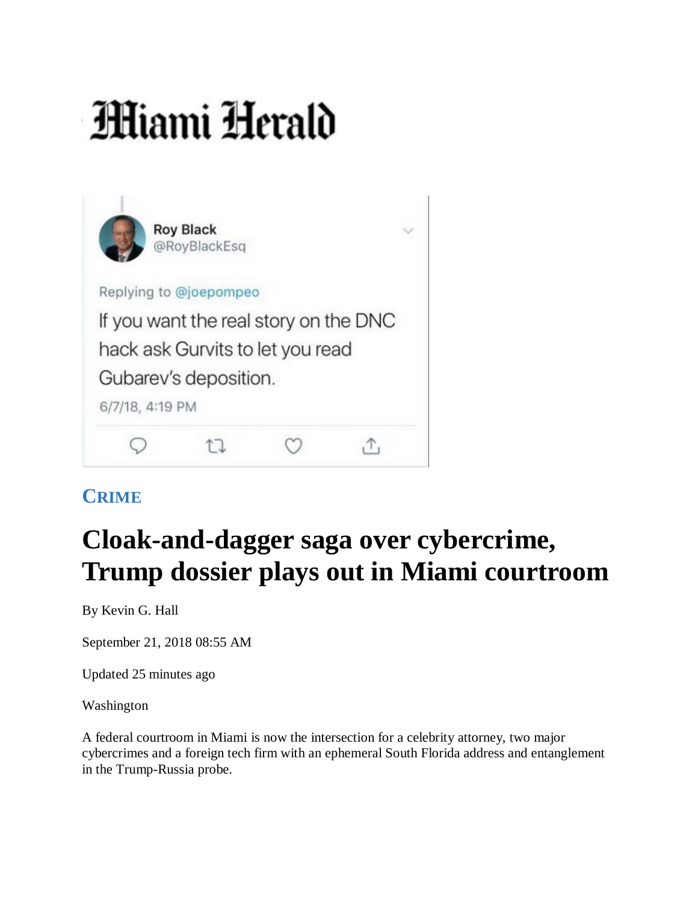# Miami Herald

Roy Black
@RoyBlackEsq

Replying to @joepompeo

If you want the real story on the DNC hack ask Gurvits to let you read Gubarev's deposition.

6/7/18, 4:19 PM

**CRIME**

# Cloak-and-dagger saga over cybercrime, Trump dossier plays out in Miami courtroom

By Kevin G. Hall

September 21, 2018 08:55 AM

Updated 25 minutes ago

Washington

A federal courtroom in Miami is now the intersection for a celebrity attorney, two major cybercrimes and a foreign tech firm with an ephemeral South Florida address and entanglement in the Trump-Russia probe.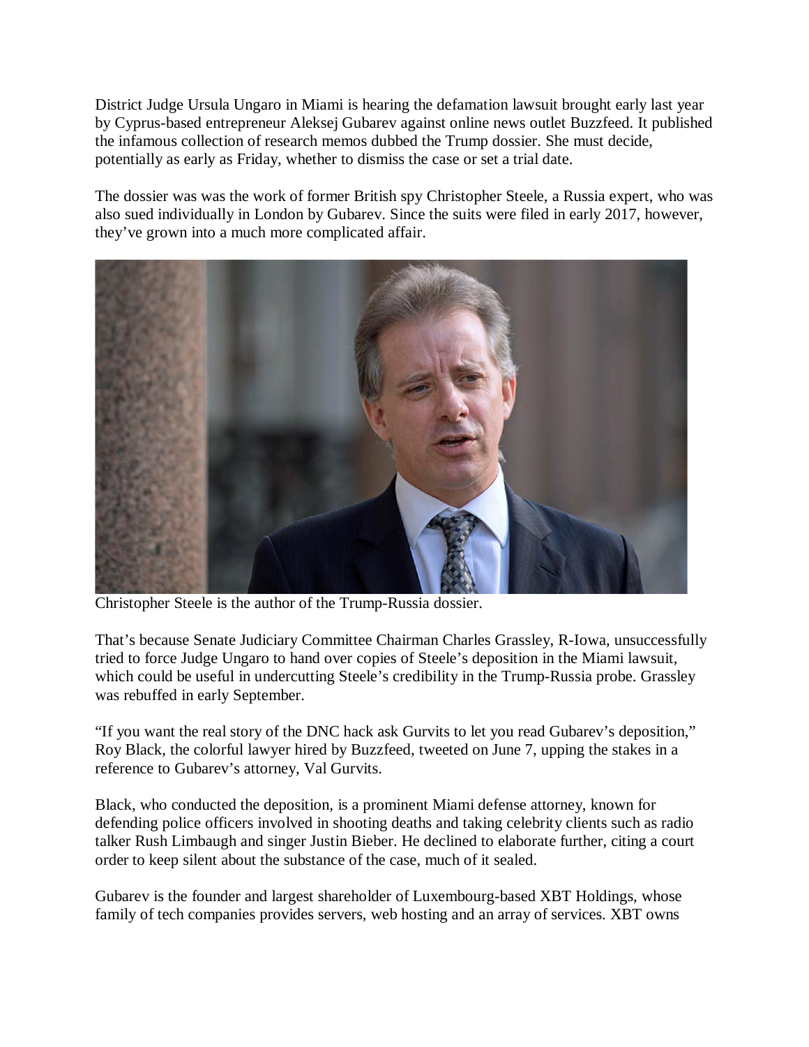District Judge Ursula Ungaro in Miami is hearing the defamation lawsuit brought early last year by Cyprus-based entrepreneur Aleksej Gubarev against online news outlet Buzzfeed. It published the infamous collection of research memos dubbed the Trump dossier. She must decide, potentially as early as Friday, whether to dismiss the case or set a trial date.

The dossier was was the work of former British spy Christopher Steele, a Russia expert, who was also sued individually in London by Gubarev. Since the suits were filed in early 2017, however, they've grown into a much more complicated affair.

Christopher Steele is the author of the Trump-Russia dossier.

That's because Senate Judiciary Committee Chairman Charles Grassley, R-Iowa, unsuccessfully tried to force Judge Ungaro to hand over copies of Steele's deposition in the Miami lawsuit, which could be useful in undercutting Steele's credibility in the Trump-Russia probe. Grassley was rebuffed in early September.

"If you want the real story of the DNC hack ask Gurvits to let you read Gubarev's deposition," Roy Black, the colorful lawyer hired by Buzzfeed, tweeted on June 7, upping the stakes in a reference to Gubarev's attorney, Val Gurvits.

Black, who conducted the deposition, is a prominent Miami defense attorney, known for defending police officers involved in shooting deaths and taking celebrity clients such as radio talker Rush Limbaugh and singer Justin Bieber. He declined to elaborate further, citing a court order to keep silent about the substance of the case, much of it sealed.

Gubarev is the founder and largest shareholder of Luxembourg-based XBT Holdings, whose family of tech companies provides servers, web hosting and an array of services. XBT owns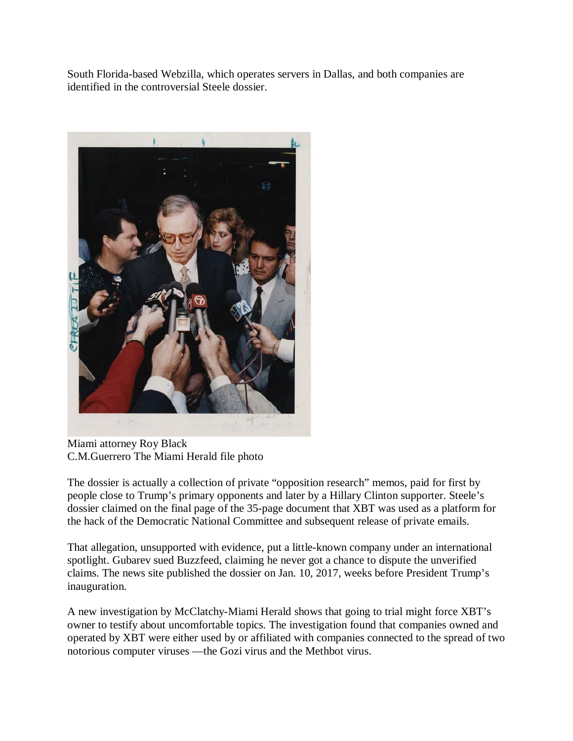South Florida-based Webzilla, which operates servers in Dallas, and both companies are identified in the controversial Steele dossier.

Miami attorney Roy Black
C.M.Guerrero The Miami Herald file photo

The dossier is actually a collection of private "opposition research" memos, paid for first by people close to Trump's primary opponents and later by a Hillary Clinton supporter. Steele's dossier claimed on the final page of the 35-page document that XBT was used as a platform for the hack of the Democratic National Committee and subsequent release of private emails.

That allegation, unsupported with evidence, put a little-known company under an international spotlight. Gubarev sued Buzzfeed, claiming he never got a chance to dispute the unverified claims. The news site published the dossier on Jan. 10, 2017, weeks before President Trump's inauguration.

A new investigation by McClatchy-Miami Herald shows that going to trial might force XBT's owner to testify about uncomfortable topics. The investigation found that companies owned and operated by XBT were either used by or affiliated with companies connected to the spread of two notorious computer viruses —the Gozi virus and the Methbot virus.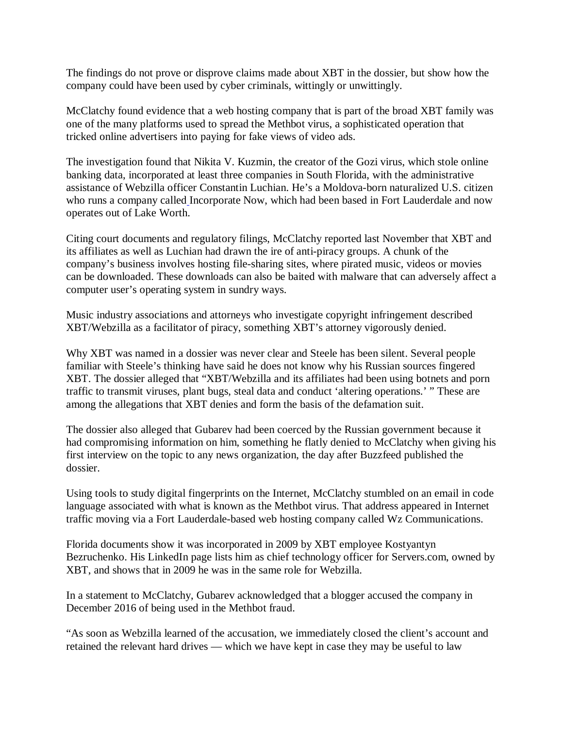The findings do not prove or disprove claims made about XBT in the dossier, but show how the company could have been used by cyber criminals, wittingly or unwittingly.

McClatchy found evidence that a web hosting company that is part of the broad XBT family was one of the many platforms used to spread the Methbot virus, a sophisticated operation that tricked online advertisers into paying for fake views of video ads.

The investigation found that Nikita V. Kuzmin, the creator of the Gozi virus, which stole online banking data, incorporated at least three companies in South Florida, with the administrative assistance of Webzilla officer Constantin Luchian. He's a Moldova-born naturalized U.S. citizen who runs a company called Incorporate Now, which had been based in Fort Lauderdale and now operates out of Lake Worth.

Citing court documents and regulatory filings, McClatchy reported last November that XBT and its affiliates as well as Luchian had drawn the ire of anti-piracy groups. A chunk of the company's business involves hosting file-sharing sites, where pirated music, videos or movies can be downloaded. These downloads can also be baited with malware that can adversely affect a computer user's operating system in sundry ways.

Music industry associations and attorneys who investigate copyright infringement described XBT/Webzilla as a facilitator of piracy, something XBT's attorney vigorously denied.

Why XBT was named in a dossier was never clear and Steele has been silent. Several people familiar with Steele's thinking have said he does not know why his Russian sources fingered XBT. The dossier alleged that "XBT/Webzilla and its affiliates had been using botnets and porn traffic to transmit viruses, plant bugs, steal data and conduct 'altering operations.' " These are among the allegations that XBT denies and form the basis of the defamation suit.

The dossier also alleged that Gubarev had been coerced by the Russian government because it had compromising information on him, something he flatly denied to McClatchy when giving his first interview on the topic to any news organization, the day after Buzzfeed published the dossier.

Using tools to study digital fingerprints on the Internet, McClatchy stumbled on an email in code language associated with what is known as the Methbot virus. That address appeared in Internet traffic moving via a Fort Lauderdale-based web hosting company called Wz Communications.

Florida documents show it was incorporated in 2009 by XBT employee Kostyantyn Bezruchenko. His LinkedIn page lists him as chief technology officer for Servers.com, owned by XBT, and shows that in 2009 he was in the same role for Webzilla.

In a statement to McClatchy, Gubarev acknowledged that a blogger accused the company in December 2016 of being used in the Methbot fraud.

"As soon as Webzilla learned of the accusation, we immediately closed the client's account and retained the relevant hard drives — which we have kept in case they may be useful to law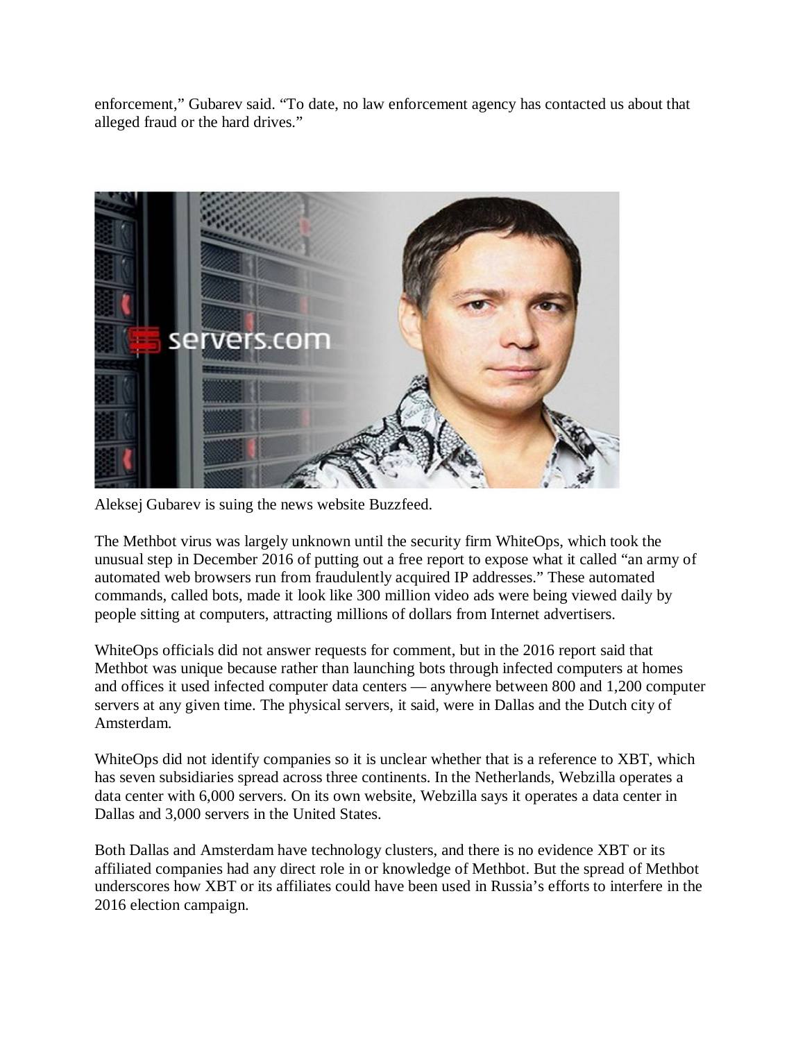enforcement," Gubarev said. "To date, no law enforcement agency has contacted us about that alleged fraud or the hard drives."

Aleksej Gubarev is suing the news website Buzzfeed.

The Methbot virus was largely unknown until the security firm WhiteOps, which took the unusual step in December 2016 of putting out a free report to expose what it called "an army of automated web browsers run from fraudulently acquired IP addresses." These automated commands, called bots, made it look like 300 million video ads were being viewed daily by people sitting at computers, attracting millions of dollars from Internet advertisers.

WhiteOps officials did not answer requests for comment, but in the 2016 report said that Methbot was unique because rather than launching bots through infected computers at homes and offices it used infected computer data centers — anywhere between 800 and 1,200 computer servers at any given time. The physical servers, it said, were in Dallas and the Dutch city of Amsterdam.

WhiteOps did not identify companies so it is unclear whether that is a reference to XBT, which has seven subsidiaries spread across three continents. In the Netherlands, Webzilla operates a data center with 6,000 servers. On its own website, Webzilla says it operates a data center in Dallas and 3,000 servers in the United States.

Both Dallas and Amsterdam have technology clusters, and there is no evidence XBT or its affiliated companies had any direct role in or knowledge of Methbot. But the spread of Methbot underscores how XBT or its affiliates could have been used in Russia's efforts to interfere in the 2016 election campaign.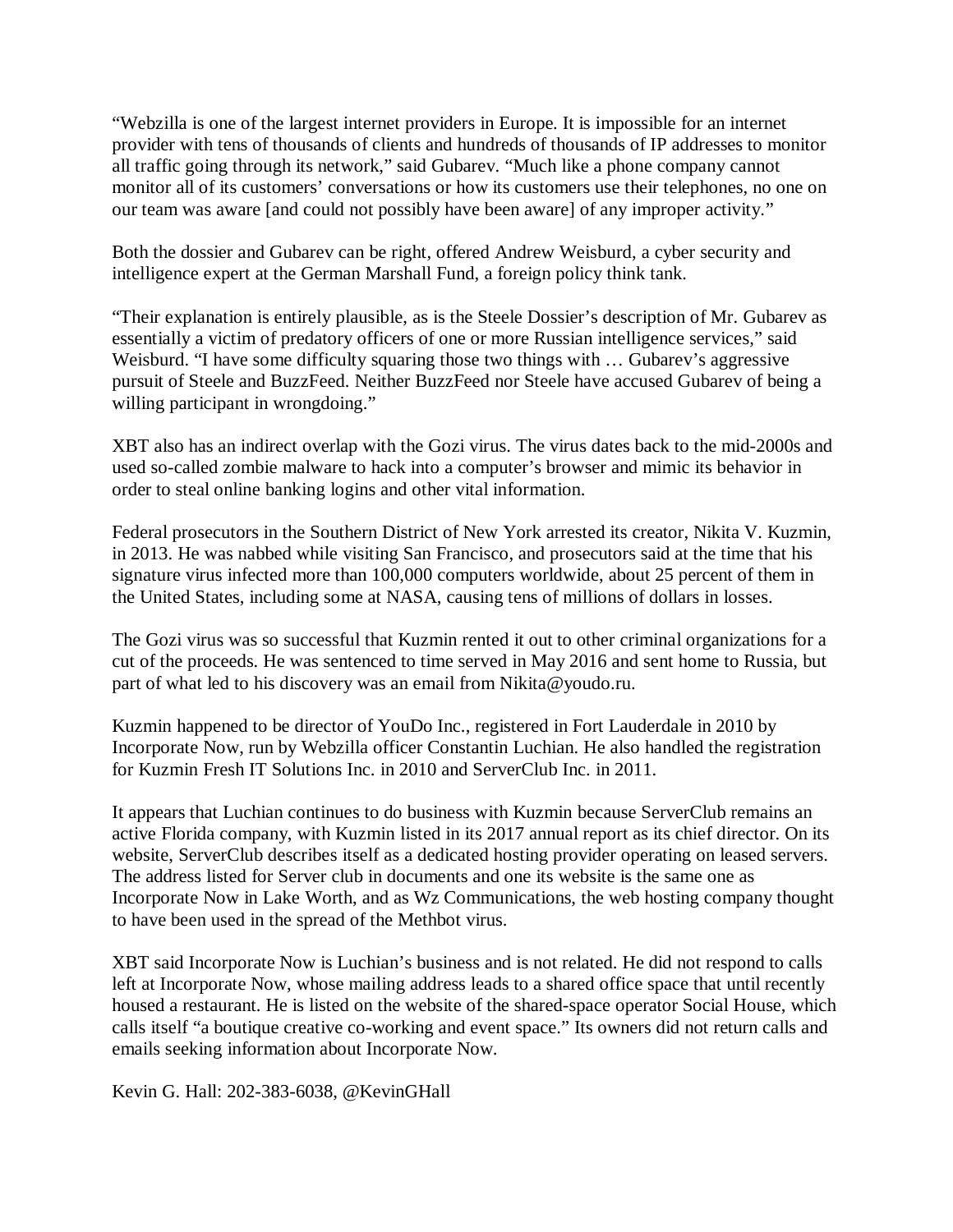"Webzilla is one of the largest internet providers in Europe. It is impossible for an internet provider with tens of thousands of clients and hundreds of thousands of IP addresses to monitor all traffic going through its network," said Gubarev. "Much like a phone company cannot monitor all of its customers' conversations or how its customers use their telephones, no one on our team was aware [and could not possibly have been aware] of any improper activity."

Both the dossier and Gubarev can be right, offered Andrew Weisburd, a cyber security and intelligence expert at the German Marshall Fund, a foreign policy think tank.

"Their explanation is entirely plausible, as is the Steele Dossier's description of Mr. Gubarev as essentially a victim of predatory officers of one or more Russian intelligence services," said Weisburd. "I have some difficulty squaring those two things with … Gubarev's aggressive pursuit of Steele and BuzzFeed. Neither BuzzFeed nor Steele have accused Gubarev of being a willing participant in wrongdoing."

XBT also has an indirect overlap with the Gozi virus. The virus dates back to the mid-2000s and used so-called zombie malware to hack into a computer's browser and mimic its behavior in order to steal online banking logins and other vital information.

Federal prosecutors in the Southern District of New York arrested its creator, Nikita V. Kuzmin, in 2013. He was nabbed while visiting San Francisco, and prosecutors said at the time that his signature virus infected more than 100,000 computers worldwide, about 25 percent of them in the United States, including some at NASA, causing tens of millions of dollars in losses.

The Gozi virus was so successful that Kuzmin rented it out to other criminal organizations for a cut of the proceeds. He was sentenced to time served in May 2016 and sent home to Russia, but part of what led to his discovery was an email from Nikita@youdo.ru.

Kuzmin happened to be director of YouDo Inc., registered in Fort Lauderdale in 2010 by Incorporate Now, run by Webzilla officer Constantin Luchian. He also handled the registration for Kuzmin Fresh IT Solutions Inc. in 2010 and ServerClub Inc. in 2011.

It appears that Luchian continues to do business with Kuzmin because ServerClub remains an active Florida company, with Kuzmin listed in its 2017 annual report as its chief director. On its website, ServerClub describes itself as a dedicated hosting provider operating on leased servers. The address listed for Server club in documents and one its website is the same one as Incorporate Now in Lake Worth, and as Wz Communications, the web hosting company thought to have been used in the spread of the Methbot virus.

XBT said Incorporate Now is Luchian's business and is not related. He did not respond to calls left at Incorporate Now, whose mailing address leads to a shared office space that until recently housed a restaurant. He is listed on the website of the shared-space operator Social House, which calls itself "a boutique creative co-working and event space." Its owners did not return calls and emails seeking information about Incorporate Now.

Kevin G. Hall: 202-383-6038, @KevinGHall